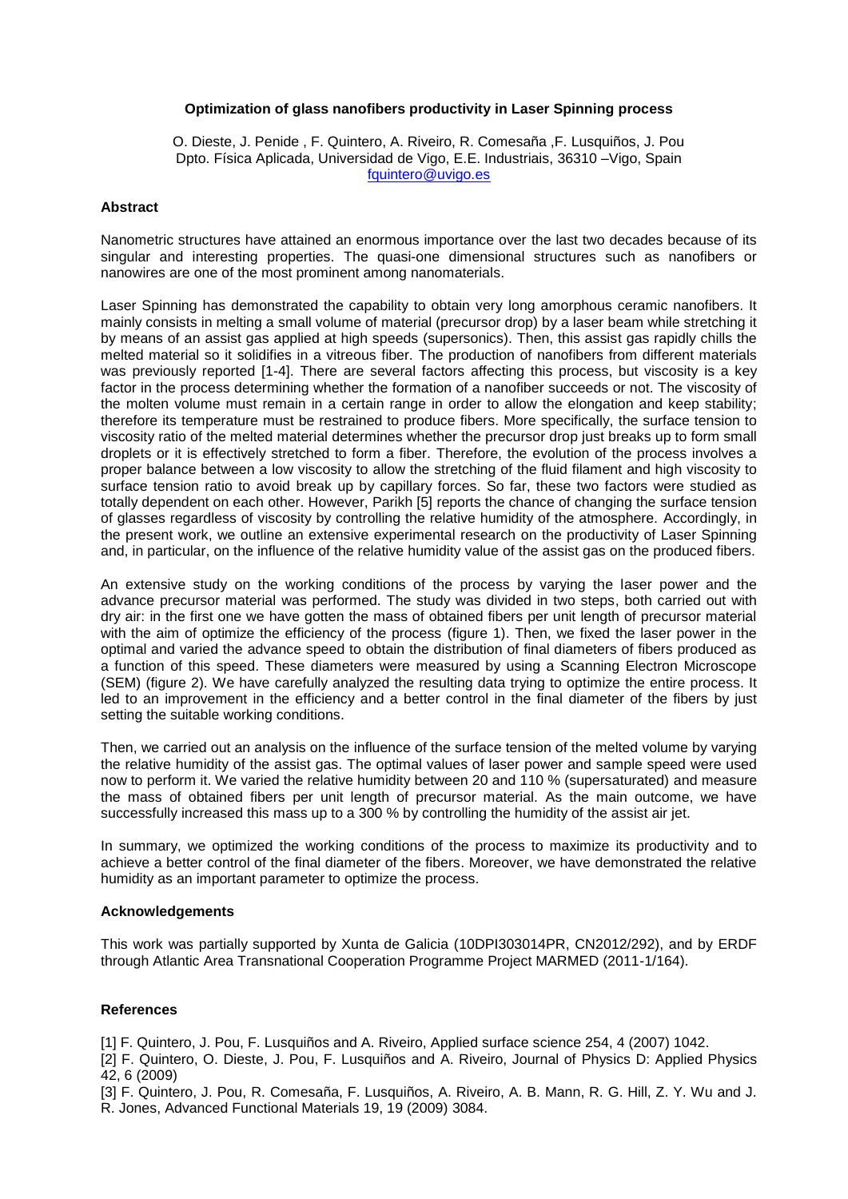# Optimization of glass nanofibers productivity in Laser Spinning process

O. Dieste, J. Penide , F. Quintero, A. Riveiro, R. Comesaña ,F. Lusquiños, J. Pou
Dpto. Física Aplicada, Universidad de Vigo, E.E. Industriais, 36310 –Vigo, Spain
fquintero@uvigo.es

## Abstract

Nanometric structures have attained an enormous importance over the last two decades because of its singular and interesting properties. The quasi-one dimensional structures such as nanofibers or nanowires are one of the most prominent among nanomaterials.

Laser Spinning has demonstrated the capability to obtain very long amorphous ceramic nanofibers. It mainly consists in melting a small volume of material (precursor drop) by a laser beam while stretching it by means of an assist gas applied at high speeds (supersonics). Then, this assist gas rapidly chills the melted material so it solidifies in a vitreous fiber. The production of nanofibers from different materials was previously reported [1-4]. There are several factors affecting this process, but viscosity is a key factor in the process determining whether the formation of a nanofiber succeeds or not. The viscosity of the molten volume must remain in a certain range in order to allow the elongation and keep stability; therefore its temperature must be restrained to produce fibers. More specifically, the surface tension to viscosity ratio of the melted material determines whether the precursor drop just breaks up to form small droplets or it is effectively stretched to form a fiber. Therefore, the evolution of the process involves a proper balance between a low viscosity to allow the stretching of the fluid filament and high viscosity to surface tension ratio to avoid break up by capillary forces. So far, these two factors were studied as totally dependent on each other. However, Parikh [5] reports the chance of changing the surface tension of glasses regardless of viscosity by controlling the relative humidity of the atmosphere. Accordingly, in the present work, we outline an extensive experimental research on the productivity of Laser Spinning and, in particular, on the influence of the relative humidity value of the assist gas on the produced fibers.

An extensive study on the working conditions of the process by varying the laser power and the advance precursor material was performed. The study was divided in two steps, both carried out with dry air: in the first one we have gotten the mass of obtained fibers per unit length of precursor material with the aim of optimize the efficiency of the process (figure 1). Then, we fixed the laser power in the optimal and varied the advance speed to obtain the distribution of final diameters of fibers produced as a function of this speed. These diameters were measured by using a Scanning Electron Microscope (SEM) (figure 2). We have carefully analyzed the resulting data trying to optimize the entire process. It led to an improvement in the efficiency and a better control in the final diameter of the fibers by just setting the suitable working conditions.

Then, we carried out an analysis on the influence of the surface tension of the melted volume by varying the relative humidity of the assist gas. The optimal values of laser power and sample speed were used now to perform it. We varied the relative humidity between 20 and 110 % (supersaturated) and measure the mass of obtained fibers per unit length of precursor material. As the main outcome, we have successfully increased this mass up to a 300 % by controlling the humidity of the assist air jet.

In summary, we optimized the working conditions of the process to maximize its productivity and to achieve a better control of the final diameter of the fibers. Moreover, we have demonstrated the relative humidity as an important parameter to optimize the process.

## Acknowledgements

This work was partially supported by Xunta de Galicia (10DPI303014PR, CN2012/292), and by ERDF through Atlantic Area Transnational Cooperation Programme Project MARMED (2011-1/164).

## References

[1] F. Quintero, J. Pou, F. Lusquiños and A. Riveiro, Applied surface science 254, 4 (2007) 1042.

[2] F. Quintero, O. Dieste, J. Pou, F. Lusquiños and A. Riveiro, Journal of Physics D: Applied Physics 42, 6 (2009)

[3] F. Quintero, J. Pou, R. Comesaña, F. Lusquiños, A. Riveiro, A. B. Mann, R. G. Hill, Z. Y. Wu and J. R. Jones, Advanced Functional Materials 19, 19 (2009) 3084.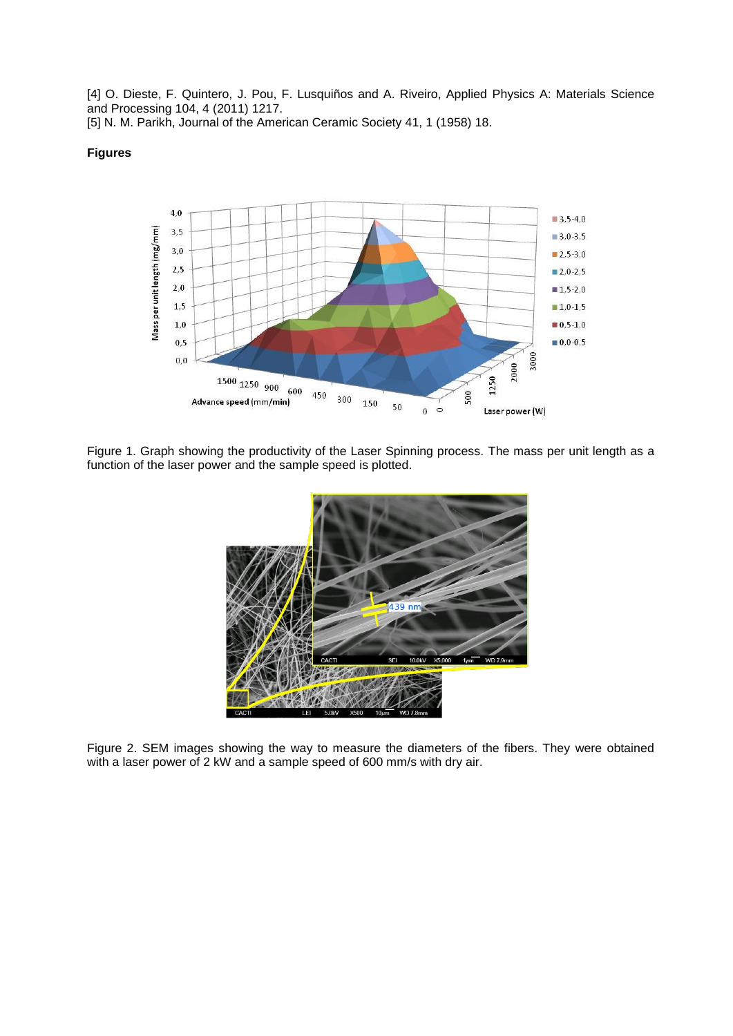[4] O. Dieste, F. Quintero, J. Pou, F. Lusquiños and A. Riveiro, Applied Physics A: Materials Science and Processing 104, 4 (2011) 1217.

[5] N. M. Parikh, Journal of the American Ceramic Society 41, 1 (1958) 18.

**Figures**

Mass per unit length (mg/mm)
4,0
3,5
3,0
2,5
2,0
1,5
1,0
0,5
0,0

Advance speed (mm/min)
1500 1250 900 600 450 300 150 50 0

Laser power (W)
0 500 1250 2000 3000

3,5-4,0
3,0-3,5
2,5-3,0
2,0-2,5
1,5-2,0
1,0-1,5
0,5-1,0
0,0-0,5

Figure 1. Graph showing the productivity of the Laser Spinning process. The mass per unit length as a function of the laser power and the sample speed is plotted.

439 nm
CACTI SEI 10.0kV X5,000 1μm WD 7.9mm
CACTI LEI 5.0kV X500 10μm WD 7.8mm

Figure 2. SEM images showing the way to measure the diameters of the fibers. They were obtained with a laser power of 2 kW and a sample speed of 600 mm/s with dry air.